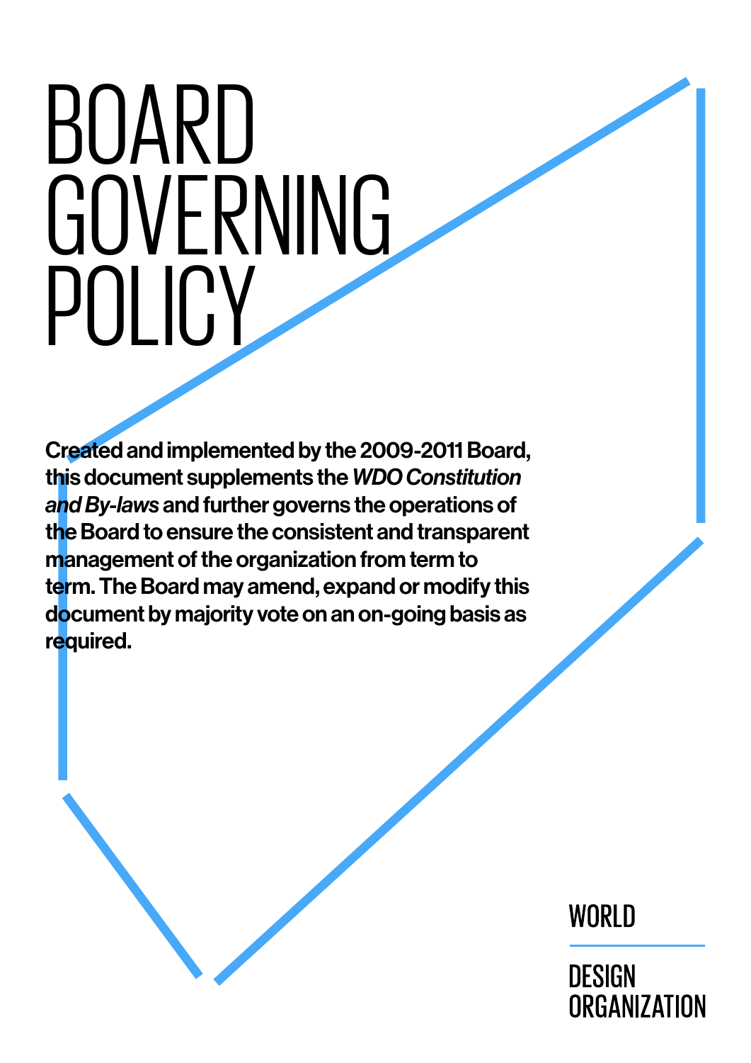# BOARD GOVERNING POLICY

**Created and implemented by the 2009-2011 Board, this document supplements the *WDO Constitution and By-laws* and further governs the operations of the Board to ensure the consistent and transparent management of the organization from term to term. The Board may amend, expand or modify this document by majority vote on an on-going basis as required.**

WORLD DESIGN ORGANIZATION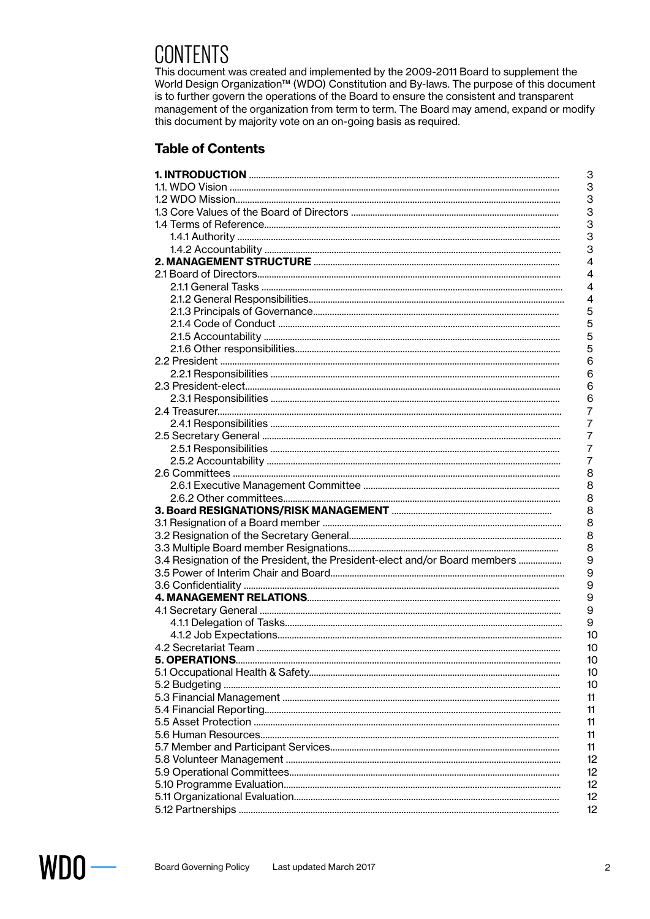# CONTENTS

This document was created and implemented by the 2009-2011 Board to supplement the World Design Organization™ (WDO) Constitution and By-laws. The purpose of this document is to further govern the operations of the Board to ensure the consistent and transparent management of the organization from term to term. The Board may amend, expand or modify this document by majority vote on an on-going basis as required.

## Table of Contents

| | |
|---|---|
| **1. INTRODUCTION** | 3 |
| 1.1. WDO Vision | 3 |
| 1.2 WDO Mission | 3 |
| 1.3 Core Values of the Board of Directors | 3 |
| 1.4 Terms of Reference | 3 |
| 1.4.1 Authority | 3 |
| 1.4.2 Accountability | 3 |
| **2. MANAGEMENT STRUCTURE** | 4 |
| 2.1 Board of Directors | 4 |
| 2.1.1 General Tasks | 4 |
| 2.1.2 General Responsibilities | 4 |
| 2.1.3 Principals of Governance | 5 |
| 2.1.4 Code of Conduct | 5 |
| 2.1.5 Accountability | 5 |
| 2.1.6 Other responsibilities | 5 |
| 2.2 President | 6 |
| 2.2.1 Responsibilities | 6 |
| 2.3 President-elect | 6 |
| 2.3.1 Responsibilities | 6 |
| 2.4 Treasurer | 7 |
| 2.4.1 Responsibilities | 7 |
| 2.5 Secretary General | 7 |
| 2.5.1 Responsibilities | 7 |
| 2.5.2 Accountability | 7 |
| 2.6 Committees | 8 |
| 2.6.1 Executive Management Committee | 8 |
| 2.6.2 Other committees | 8 |
| **3. Board RESIGNATIONS/RISK MANAGEMENT** | 8 |
| 3.1 Resignation of a Board member | 8 |
| 3.2 Resignation of the Secretary General | 8 |
| 3.3 Multiple Board member Resignations | 8 |
| 3.4 Resignation of the President, the President-elect and/or Board members | 9 |
| 3.5 Power of Interim Chair and Board | 9 |
| 3.6 Confidentiality | 9 |
| **4. MANAGEMENT RELATIONS** | 9 |
| 4.1 Secretary General | 9 |
| 4.1.1 Delegation of Tasks | 9 |
| 4.1.2 Job Expectations | 10 |
| 4.2 Secretariat Team | 10 |
| **5. OPERATIONS** | 10 |
| 5.1 Occupational Health & Safety | 10 |
| 5.2 Budgeting | 10 |
| 5.3 Financial Management | 11 |
| 5.4 Financial Reporting | 11 |
| 5.5 Asset Protection | 11 |
| 5.6 Human Resources | 11 |
| 5.7 Member and Participant Services | 11 |
| 5.8 Volunteer Management | 12 |
| 5.9 Operational Committees | 12 |
| 5.10 Programme Evaluation | 12 |
| 5.11 Organizational Evaluation | 12 |
| 5.12 Partnerships | 12 |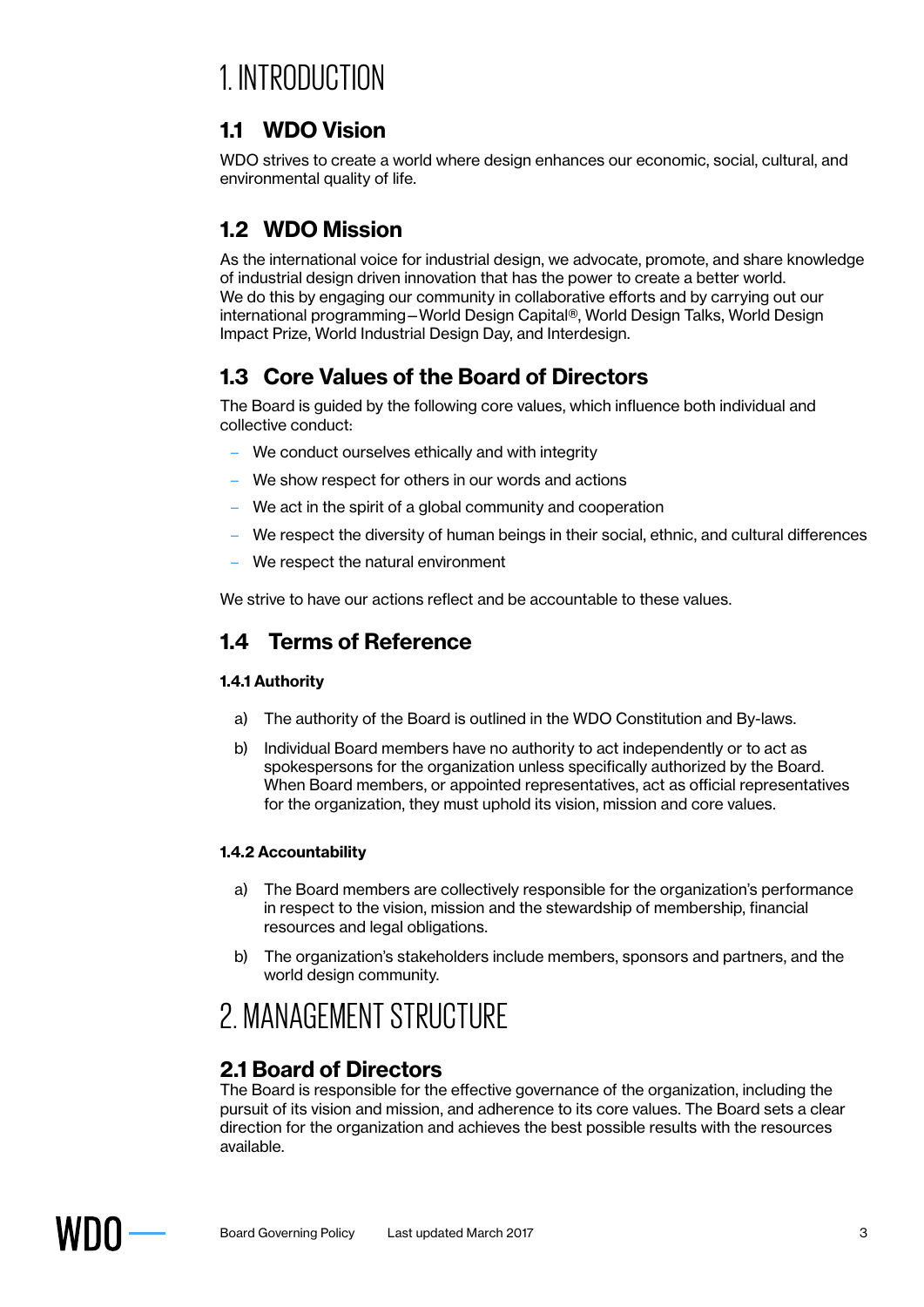# 1. INTRODUCTION

## 1.1 WDO Vision

WDO strives to create a world where design enhances our economic, social, cultural, and environmental quality of life.

## 1.2 WDO Mission

As the international voice for industrial design, we advocate, promote, and share knowledge of industrial design driven innovation that has the power to create a better world.
We do this by engaging our community in collaborative efforts and by carrying out our international programming—World Design Capital®, World Design Talks, World Design Impact Prize, World Industrial Design Day, and Interdesign.

## 1.3 Core Values of the Board of Directors

The Board is guided by the following core values, which influence both individual and collective conduct:

- We conduct ourselves ethically and with integrity
- We show respect for others in our words and actions
- We act in the spirit of a global community and cooperation
- We respect the diversity of human beings in their social, ethnic, and cultural differences
- We respect the natural environment

We strive to have our actions reflect and be accountable to these values.

## 1.4 Terms of Reference

### 1.4.1 Authority

a) The authority of the Board is outlined in the WDO Constitution and By-laws.

b) Individual Board members have no authority to act independently or to act as spokespersons for the organization unless specifically authorized by the Board. When Board members, or appointed representatives, act as official representatives for the organization, they must uphold its vision, mission and core values.

### 1.4.2 Accountability

a) The Board members are collectively responsible for the organization's performance in respect to the vision, mission and the stewardship of membership, financial resources and legal obligations.

b) The organization's stakeholders include members, sponsors and partners, and the world design community.

# 2. MANAGEMENT STRUCTURE

## 2.1 Board of Directors

The Board is responsible for the effective governance of the organization, including the pursuit of its vision and mission, and adherence to its core values. The Board sets a clear direction for the organization and achieves the best possible results with the resources available.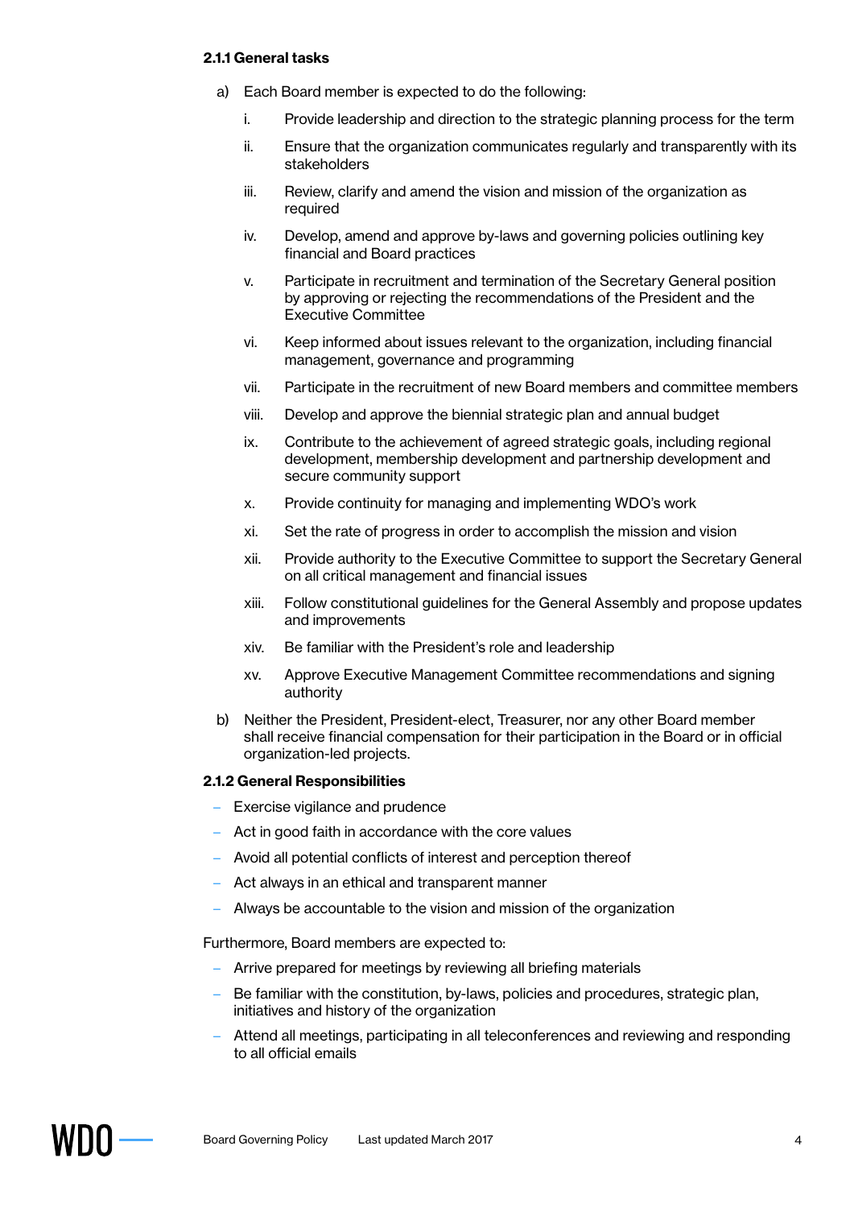#### 2.1.1 General tasks

a) Each Board member is expected to do the following:

   i. Provide leadership and direction to the strategic planning process for the term

   ii. Ensure that the organization communicates regularly and transparently with its stakeholders

   iii. Review, clarify and amend the vision and mission of the organization as required

   iv. Develop, amend and approve by-laws and governing policies outlining key financial and Board practices

   v. Participate in recruitment and termination of the Secretary General position by approving or rejecting the recommendations of the President and the Executive Committee

   vi. Keep informed about issues relevant to the organization, including financial management, governance and programming

   vii. Participate in the recruitment of new Board members and committee members

   viii. Develop and approve the biennial strategic plan and annual budget

   ix. Contribute to the achievement of agreed strategic goals, including regional development, membership development and partnership development and secure community support

   x. Provide continuity for managing and implementing WDO's work

   xi. Set the rate of progress in order to accomplish the mission and vision

   xii. Provide authority to the Executive Committee to support the Secretary General on all critical management and financial issues

   xiii. Follow constitutional guidelines for the General Assembly and propose updates and improvements

   xiv. Be familiar with the President's role and leadership

   xv. Approve Executive Management Committee recommendations and signing authority

b) Neither the President, President-elect, Treasurer, nor any other Board member shall receive financial compensation for their participation in the Board or in official organization-led projects.

#### 2.1.2 General Responsibilities

- Exercise vigilance and prudence
- Act in good faith in accordance with the core values
- Avoid all potential conflicts of interest and perception thereof
- Act always in an ethical and transparent manner
- Always be accountable to the vision and mission of the organization

Furthermore, Board members are expected to:

- Arrive prepared for meetings by reviewing all briefing materials
- Be familiar with the constitution, by-laws, policies and procedures, strategic plan, initiatives and history of the organization
- Attend all meetings, participating in all teleconferences and reviewing and responding to all official emails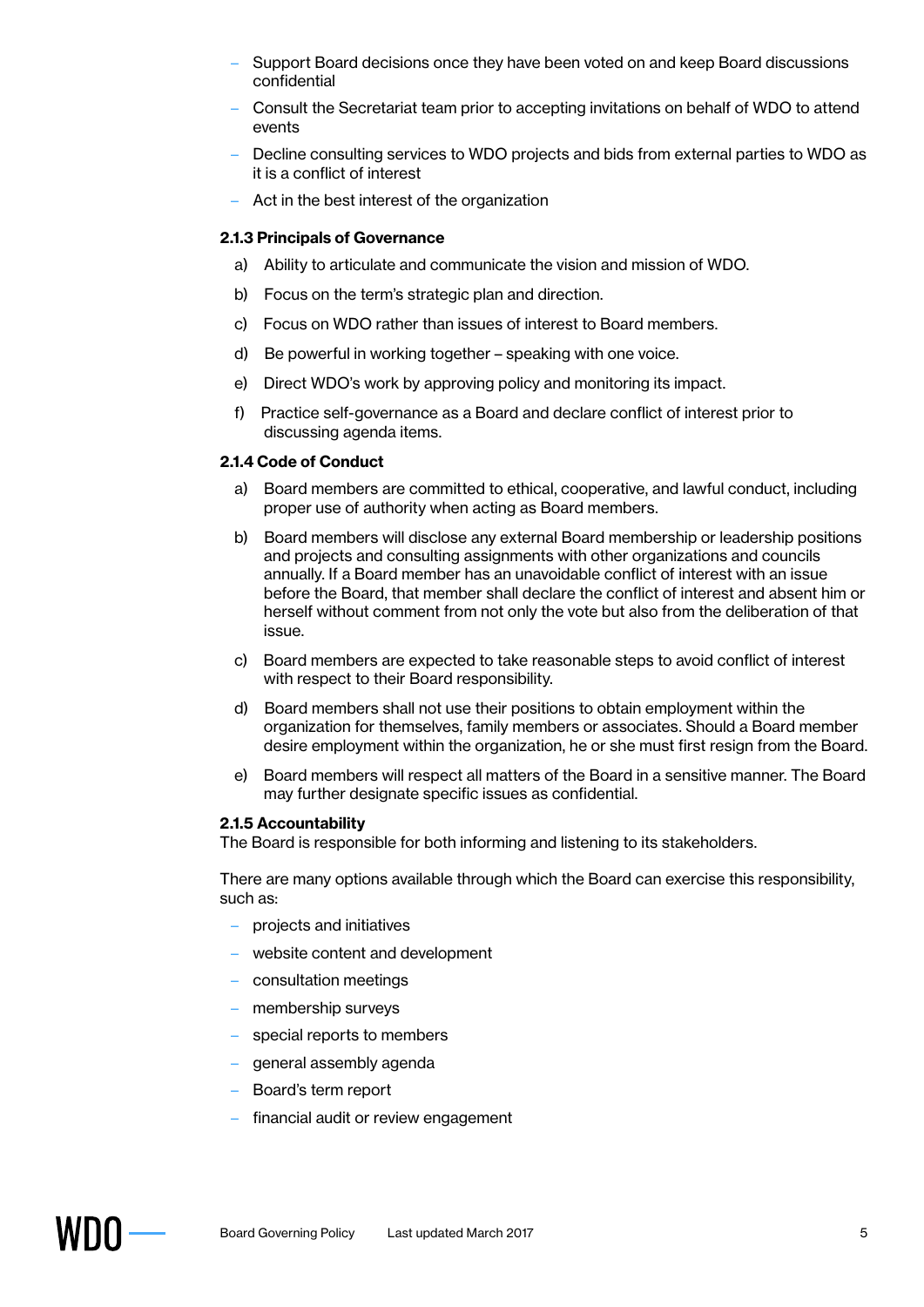- Support Board decisions once they have been voted on and keep Board discussions confidential
- Consult the Secretariat team prior to accepting invitations on behalf of WDO to attend events
- Decline consulting services to WDO projects and bids from external parties to WDO as it is a conflict of interest
- Act in the best interest of the organization

**2.1.3 Principals of Governance**

a) Ability to articulate and communicate the vision and mission of WDO.

b) Focus on the term's strategic plan and direction.

c) Focus on WDO rather than issues of interest to Board members.

d) Be powerful in working together – speaking with one voice.

e) Direct WDO's work by approving policy and monitoring its impact.

f) Practice self-governance as a Board and declare conflict of interest prior to discussing agenda items.

**2.1.4 Code of Conduct**

a) Board members are committed to ethical, cooperative, and lawful conduct, including proper use of authority when acting as Board members.

b) Board members will disclose any external Board membership or leadership positions and projects and consulting assignments with other organizations and councils annually. If a Board member has an unavoidable conflict of interest with an issue before the Board, that member shall declare the conflict of interest and absent him or herself without comment from not only the vote but also from the deliberation of that issue.

c) Board members are expected to take reasonable steps to avoid conflict of interest with respect to their Board responsibility.

d) Board members shall not use their positions to obtain employment within the organization for themselves, family members or associates. Should a Board member desire employment within the organization, he or she must first resign from the Board.

e) Board members will respect all matters of the Board in a sensitive manner. The Board may further designate specific issues as confidential.

**2.1.5 Accountability**

The Board is responsible for both informing and listening to its stakeholders.

There are many options available through which the Board can exercise this responsibility, such as:

- projects and initiatives
- website content and development
- consultation meetings
- membership surveys
- special reports to members
- general assembly agenda
- Board's term report
- financial audit or review engagement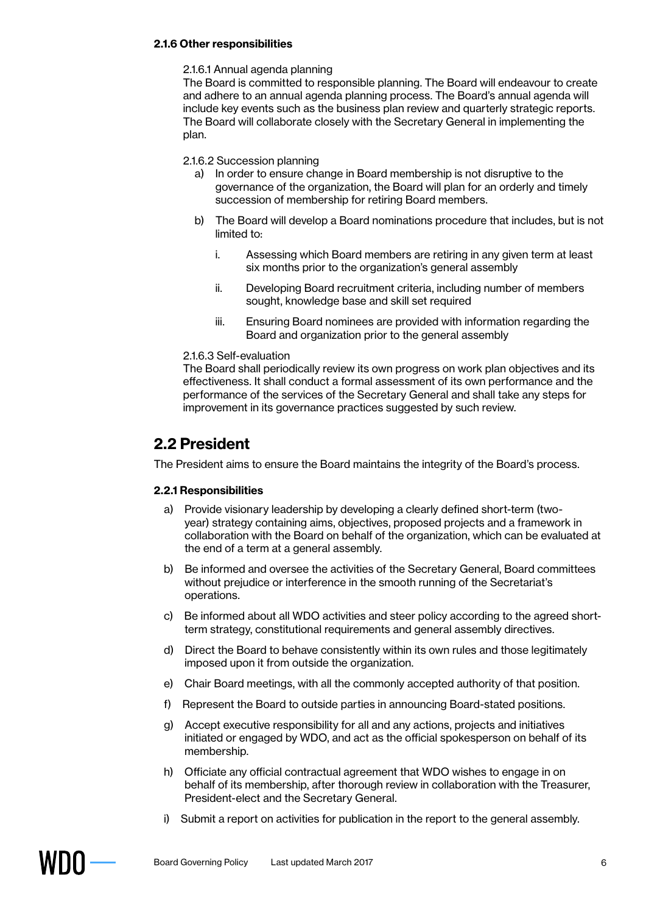#### 2.1.6 Other responsibilities

2.1.6.1 Annual agenda planning

The Board is committed to responsible planning. The Board will endeavour to create and adhere to an annual agenda planning process. The Board's annual agenda will include key events such as the business plan review and quarterly strategic reports. The Board will collaborate closely with the Secretary General in implementing the plan.

2.1.6.2 Succession planning

a) In order to ensure change in Board membership is not disruptive to the governance of the organization, the Board will plan for an orderly and timely succession of membership for retiring Board members.

b) The Board will develop a Board nominations procedure that includes, but is not limited to:

   i. Assessing which Board members are retiring in any given term at least six months prior to the organization's general assembly

   ii. Developing Board recruitment criteria, including number of members sought, knowledge base and skill set required

   iii. Ensuring Board nominees are provided with information regarding the Board and organization prior to the general assembly

2.1.6.3 Self-evaluation

The Board shall periodically review its own progress on work plan objectives and its effectiveness. It shall conduct a formal assessment of its own performance and the performance of the services of the Secretary General and shall take any steps for improvement in its governance practices suggested by such review.

## 2.2 President

The President aims to ensure the Board maintains the integrity of the Board's process.

#### 2.2.1 Responsibilities

a) Provide visionary leadership by developing a clearly defined short-term (two-year) strategy containing aims, objectives, proposed projects and a framework in collaboration with the Board on behalf of the organization, which can be evaluated at the end of a term at a general assembly.

b) Be informed and oversee the activities of the Secretary General, Board committees without prejudice or interference in the smooth running of the Secretariat's operations.

c) Be informed about all WDO activities and steer policy according to the agreed short-term strategy, constitutional requirements and general assembly directives.

d) Direct the Board to behave consistently within its own rules and those legitimately imposed upon it from outside the organization.

e) Chair Board meetings, with all the commonly accepted authority of that position.

f) Represent the Board to outside parties in announcing Board-stated positions.

g) Accept executive responsibility for all and any actions, projects and initiatives initiated or engaged by WDO, and act as the official spokesperson on behalf of its membership.

h) Officiate any official contractual agreement that WDO wishes to engage in on behalf of its membership, after thorough review in collaboration with the Treasurer, President-elect and the Secretary General.

i) Submit a report on activities for publication in the report to the general assembly.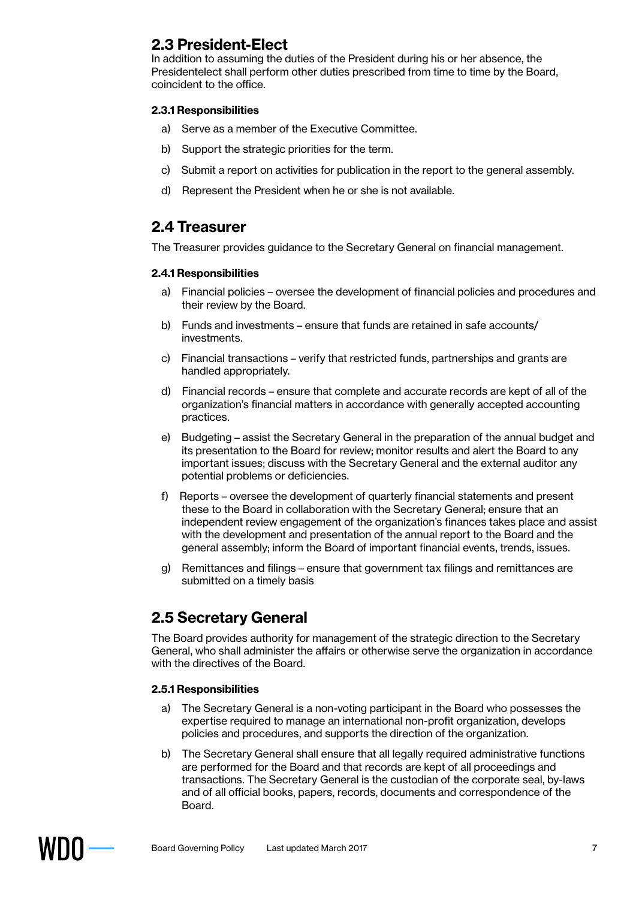## 2.3 President-Elect

In addition to assuming the duties of the President during his or her absence, the Presidentelect shall perform other duties prescribed from time to time by the Board, coincident to the office.

#### 2.3.1 Responsibilities

a) Serve as a member of the Executive Committee.

b) Support the strategic priorities for the term.

c) Submit a report on activities for publication in the report to the general assembly.

d) Represent the President when he or she is not available.

## 2.4 Treasurer

The Treasurer provides guidance to the Secretary General on financial management.

#### 2.4.1 Responsibilities

a) Financial policies – oversee the development of financial policies and procedures and their review by the Board.

b) Funds and investments – ensure that funds are retained in safe accounts/ investments.

c) Financial transactions – verify that restricted funds, partnerships and grants are handled appropriately.

d) Financial records – ensure that complete and accurate records are kept of all of the organization's financial matters in accordance with generally accepted accounting practices.

e) Budgeting – assist the Secretary General in the preparation of the annual budget and its presentation to the Board for review; monitor results and alert the Board to any important issues; discuss with the Secretary General and the external auditor any potential problems or deficiencies.

f) Reports – oversee the development of quarterly financial statements and present these to the Board in collaboration with the Secretary General; ensure that an independent review engagement of the organization's finances takes place and assist with the development and presentation of the annual report to the Board and the general assembly; inform the Board of important financial events, trends, issues.

g) Remittances and filings – ensure that government tax filings and remittances are submitted on a timely basis

## 2.5 Secretary General

The Board provides authority for management of the strategic direction to the Secretary General, who shall administer the affairs or otherwise serve the organization in accordance with the directives of the Board.

#### 2.5.1 Responsibilities

a) The Secretary General is a non-voting participant in the Board who possesses the expertise required to manage an international non-profit organization, develops policies and procedures, and supports the direction of the organization.

b) The Secretary General shall ensure that all legally required administrative functions are performed for the Board and that records are kept of all proceedings and transactions. The Secretary General is the custodian of the corporate seal, by-laws and of all official books, papers, records, documents and correspondence of the Board.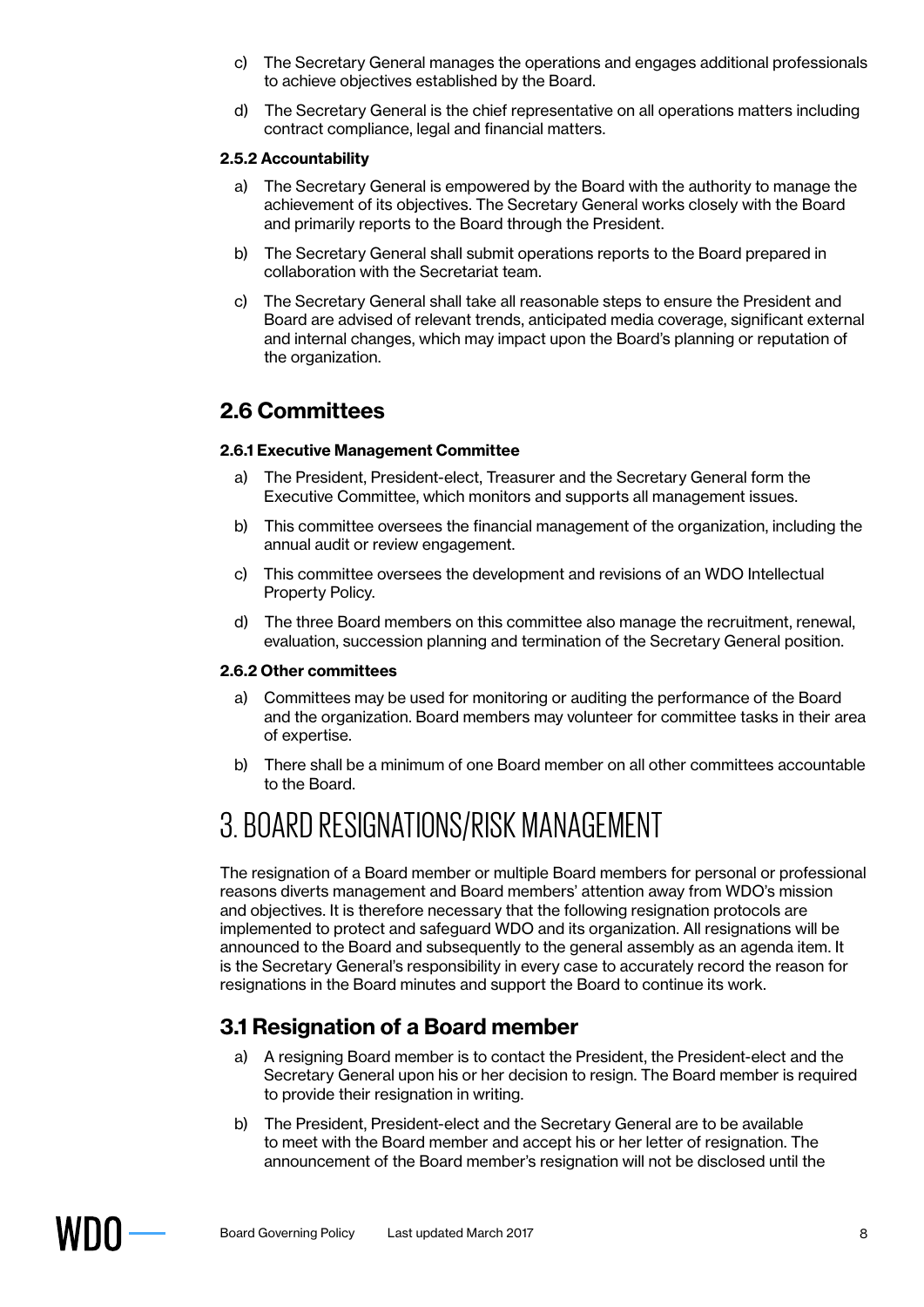c) The Secretary General manages the operations and engages additional professionals to achieve objectives established by the Board.

d) The Secretary General is the chief representative on all operations matters including contract compliance, legal and financial matters.

#### 2.5.2 Accountability

a) The Secretary General is empowered by the Board with the authority to manage the achievement of its objectives. The Secretary General works closely with the Board and primarily reports to the Board through the President.

b) The Secretary General shall submit operations reports to the Board prepared in collaboration with the Secretariat team.

c) The Secretary General shall take all reasonable steps to ensure the President and Board are advised of relevant trends, anticipated media coverage, significant external and internal changes, which may impact upon the Board's planning or reputation of the organization.

## 2.6 Committees

#### 2.6.1 Executive Management Committee

a) The President, President-elect, Treasurer and the Secretary General form the Executive Committee, which monitors and supports all management issues.

b) This committee oversees the financial management of the organization, including the annual audit or review engagement.

c) This committee oversees the development and revisions of an WDO Intellectual Property Policy.

d) The three Board members on this committee also manage the recruitment, renewal, evaluation, succession planning and termination of the Secretary General position.

#### 2.6.2 Other committees

a) Committees may be used for monitoring or auditing the performance of the Board and the organization. Board members may volunteer for committee tasks in their area of expertise.

b) There shall be a minimum of one Board member on all other committees accountable to the Board.

# 3. BOARD RESIGNATIONS/RISK MANAGEMENT

The resignation of a Board member or multiple Board members for personal or professional reasons diverts management and Board members' attention away from WDO's mission and objectives. It is therefore necessary that the following resignation protocols are implemented to protect and safeguard WDO and its organization. All resignations will be announced to the Board and subsequently to the general assembly as an agenda item. It is the Secretary General's responsibility in every case to accurately record the reason for resignations in the Board minutes and support the Board to continue its work.

## 3.1 Resignation of a Board member

a) A resigning Board member is to contact the President, the President-elect and the Secretary General upon his or her decision to resign. The Board member is required to provide their resignation in writing.

b) The President, President-elect and the Secretary General are to be available to meet with the Board member and accept his or her letter of resignation. The announcement of the Board member's resignation will not be disclosed until the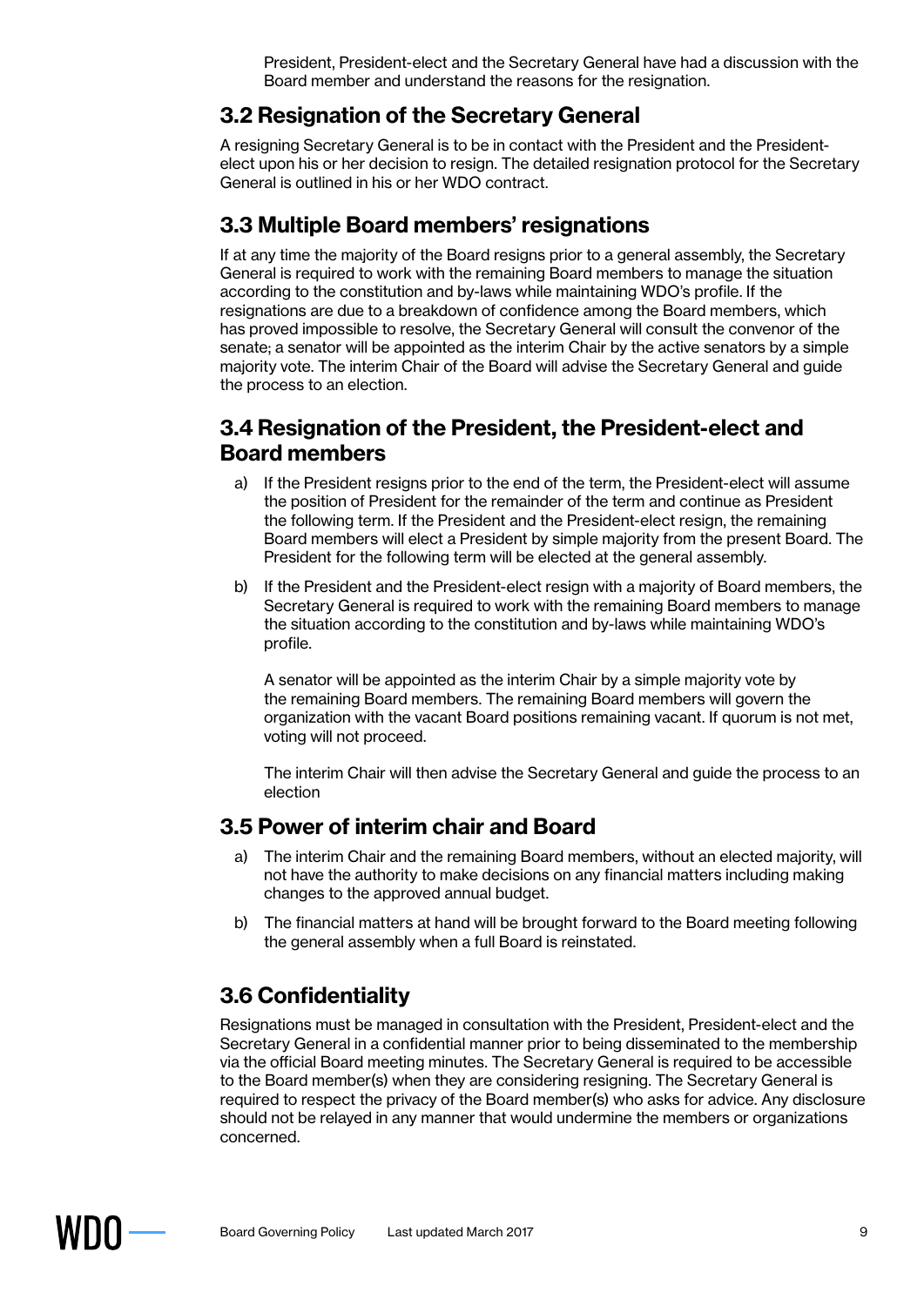President, President-elect and the Secretary General have had a discussion with the Board member and understand the reasons for the resignation.

## 3.2 Resignation of the Secretary General

A resigning Secretary General is to be in contact with the President and the President-elect upon his or her decision to resign. The detailed resignation protocol for the Secretary General is outlined in his or her WDO contract.

## 3.3 Multiple Board members' resignations

If at any time the majority of the Board resigns prior to a general assembly, the Secretary General is required to work with the remaining Board members to manage the situation according to the constitution and by-laws while maintaining WDO's profile. If the resignations are due to a breakdown of confidence among the Board members, which has proved impossible to resolve, the Secretary General will consult the convenor of the senate; a senator will be appointed as the interim Chair by the active senators by a simple majority vote. The interim Chair of the Board will advise the Secretary General and guide the process to an election.

## 3.4 Resignation of the President, the President-elect and Board members

a) If the President resigns prior to the end of the term, the President-elect will assume the position of President for the remainder of the term and continue as President the following term. If the President and the President-elect resign, the remaining Board members will elect a President by simple majority from the present Board. The President for the following term will be elected at the general assembly.

b) If the President and the President-elect resign with a majority of Board members, the Secretary General is required to work with the remaining Board members to manage the situation according to the constitution and by-laws while maintaining WDO's profile.

   A senator will be appointed as the interim Chair by a simple majority vote by the remaining Board members. The remaining Board members will govern the organization with the vacant Board positions remaining vacant. If quorum is not met, voting will not proceed.

   The interim Chair will then advise the Secretary General and guide the process to an election

## 3.5 Power of interim chair and Board

a) The interim Chair and the remaining Board members, without an elected majority, will not have the authority to make decisions on any financial matters including making changes to the approved annual budget.

b) The financial matters at hand will be brought forward to the Board meeting following the general assembly when a full Board is reinstated.

## 3.6 Confidentiality

Resignations must be managed in consultation with the President, President-elect and the Secretary General in a confidential manner prior to being disseminated to the membership via the official Board meeting minutes. The Secretary General is required to be accessible to the Board member(s) when they are considering resigning. The Secretary General is required to respect the privacy of the Board member(s) who asks for advice. Any disclosure should not be relayed in any manner that would undermine the members or organizations concerned.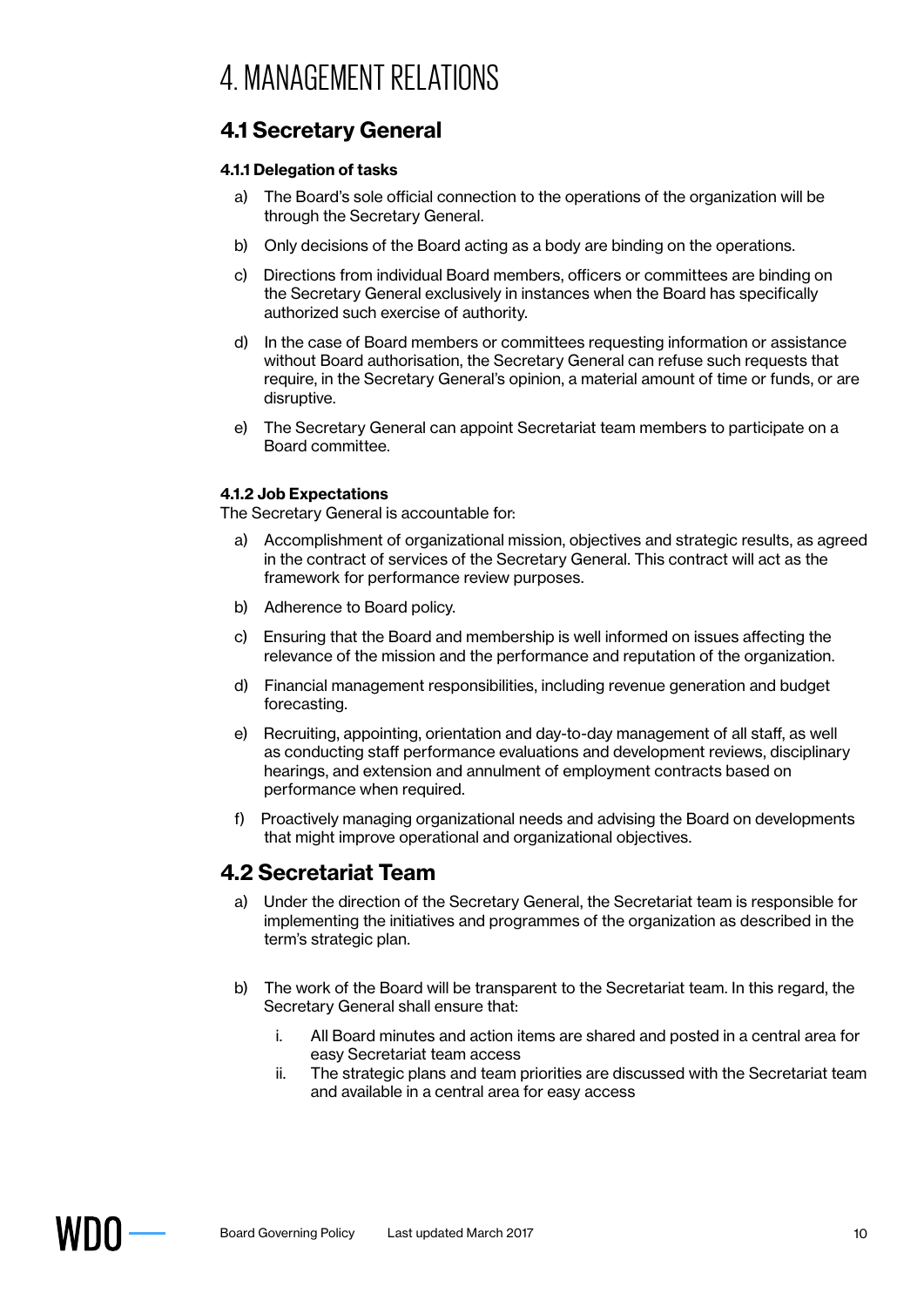# 4. MANAGEMENT RELATIONS

## 4.1 Secretary General

### 4.1.1 Delegation of tasks

a) The Board's sole official connection to the operations of the organization will be through the Secretary General.

b) Only decisions of the Board acting as a body are binding on the operations.

c) Directions from individual Board members, officers or committees are binding on the Secretary General exclusively in instances when the Board has specifically authorized such exercise of authority.

d) In the case of Board members or committees requesting information or assistance without Board authorisation, the Secretary General can refuse such requests that require, in the Secretary General's opinion, a material amount of time or funds, or are disruptive.

e) The Secretary General can appoint Secretariat team members to participate on a Board committee.

### 4.1.2 Job Expectations

The Secretary General is accountable for:

a) Accomplishment of organizational mission, objectives and strategic results, as agreed in the contract of services of the Secretary General. This contract will act as the framework for performance review purposes.

b) Adherence to Board policy.

c) Ensuring that the Board and membership is well informed on issues affecting the relevance of the mission and the performance and reputation of the organization.

d) Financial management responsibilities, including revenue generation and budget forecasting.

e) Recruiting, appointing, orientation and day-to-day management of all staff, as well as conducting staff performance evaluations and development reviews, disciplinary hearings, and extension and annulment of employment contracts based on performance when required.

f) Proactively managing organizational needs and advising the Board on developments that might improve operational and organizational objectives.

## 4.2 Secretariat Team

a) Under the direction of the Secretary General, the Secretariat team is responsible for implementing the initiatives and programmes of the organization as described in the term's strategic plan.

b) The work of the Board will be transparent to the Secretariat team. In this regard, the Secretary General shall ensure that:

   i. All Board minutes and action items are shared and posted in a central area for easy Secretariat team access
   
   ii. The strategic plans and team priorities are discussed with the Secretariat team and available in a central area for easy access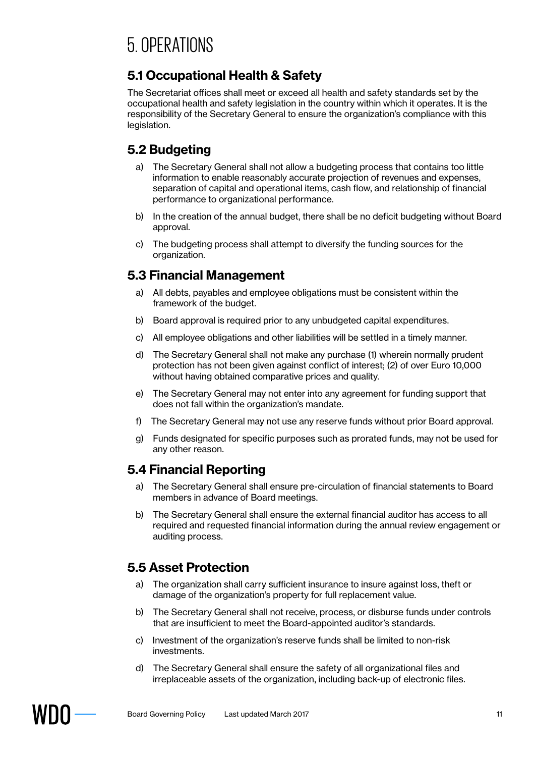# 5. OPERATIONS

## 5.1 Occupational Health & Safety

The Secretariat offices shall meet or exceed all health and safety standards set by the occupational health and safety legislation in the country within which it operates. It is the responsibility of the Secretary General to ensure the organization's compliance with this legislation.

## 5.2 Budgeting

a) The Secretary General shall not allow a budgeting process that contains too little information to enable reasonably accurate projection of revenues and expenses, separation of capital and operational items, cash flow, and relationship of financial performance to organizational performance.

b) In the creation of the annual budget, there shall be no deficit budgeting without Board approval.

c) The budgeting process shall attempt to diversify the funding sources for the organization.

## 5.3 Financial Management

a) All debts, payables and employee obligations must be consistent within the framework of the budget.

b) Board approval is required prior to any unbudgeted capital expenditures.

c) All employee obligations and other liabilities will be settled in a timely manner.

d) The Secretary General shall not make any purchase (1) wherein normally prudent protection has not been given against conflict of interest; (2) of over Euro 10,000 without having obtained comparative prices and quality.

e) The Secretary General may not enter into any agreement for funding support that does not fall within the organization's mandate.

f) The Secretary General may not use any reserve funds without prior Board approval.

g) Funds designated for specific purposes such as prorated funds, may not be used for any other reason.

## 5.4 Financial Reporting

a) The Secretary General shall ensure pre-circulation of financial statements to Board members in advance of Board meetings.

b) The Secretary General shall ensure the external financial auditor has access to all required and requested financial information during the annual review engagement or auditing process.

## 5.5 Asset Protection

a) The organization shall carry sufficient insurance to insure against loss, theft or damage of the organization's property for full replacement value.

b) The Secretary General shall not receive, process, or disburse funds under controls that are insufficient to meet the Board-appointed auditor's standards.

c) Investment of the organization's reserve funds shall be limited to non-risk investments.

d) The Secretary General shall ensure the safety of all organizational files and irreplaceable assets of the organization, including back-up of electronic files.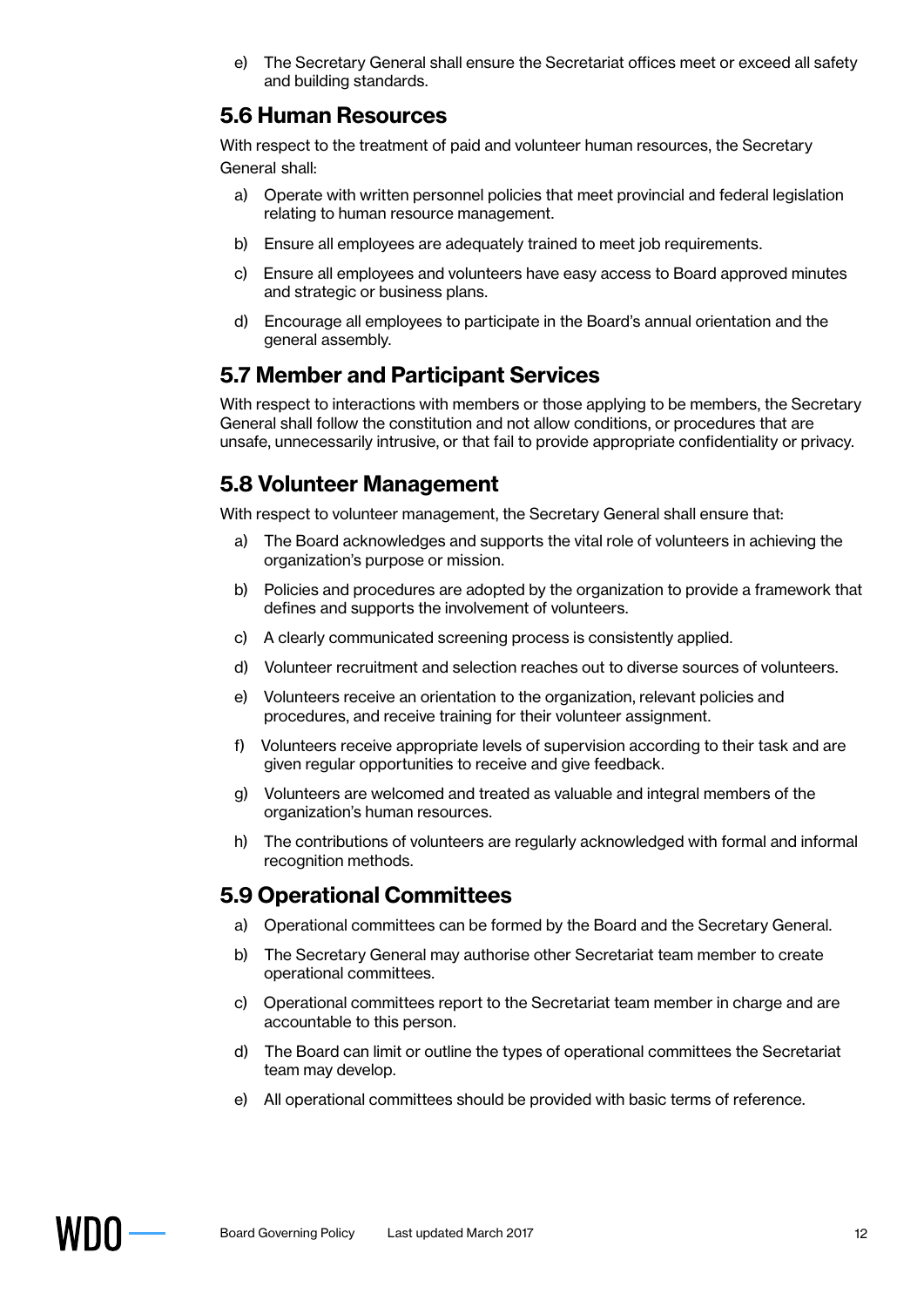e) The Secretary General shall ensure the Secretariat offices meet or exceed all safety and building standards.

## 5.6 Human Resources

With respect to the treatment of paid and volunteer human resources, the Secretary General shall:

a) Operate with written personnel policies that meet provincial and federal legislation relating to human resource management.

b) Ensure all employees are adequately trained to meet job requirements.

c) Ensure all employees and volunteers have easy access to Board approved minutes and strategic or business plans.

d) Encourage all employees to participate in the Board's annual orientation and the general assembly.

## 5.7 Member and Participant Services

With respect to interactions with members or those applying to be members, the Secretary General shall follow the constitution and not allow conditions, or procedures that are unsafe, unnecessarily intrusive, or that fail to provide appropriate confidentiality or privacy.

## 5.8 Volunteer Management

With respect to volunteer management, the Secretary General shall ensure that:

a) The Board acknowledges and supports the vital role of volunteers in achieving the organization's purpose or mission.

b) Policies and procedures are adopted by the organization to provide a framework that defines and supports the involvement of volunteers.

c) A clearly communicated screening process is consistently applied.

d) Volunteer recruitment and selection reaches out to diverse sources of volunteers.

e) Volunteers receive an orientation to the organization, relevant policies and procedures, and receive training for their volunteer assignment.

f) Volunteers receive appropriate levels of supervision according to their task and are given regular opportunities to receive and give feedback.

g) Volunteers are welcomed and treated as valuable and integral members of the organization's human resources.

h) The contributions of volunteers are regularly acknowledged with formal and informal recognition methods.

## 5.9 Operational Committees

a) Operational committees can be formed by the Board and the Secretary General.

b) The Secretary General may authorise other Secretariat team member to create operational committees.

c) Operational committees report to the Secretariat team member in charge and are accountable to this person.

d) The Board can limit or outline the types of operational committees the Secretariat team may develop.

e) All operational committees should be provided with basic terms of reference.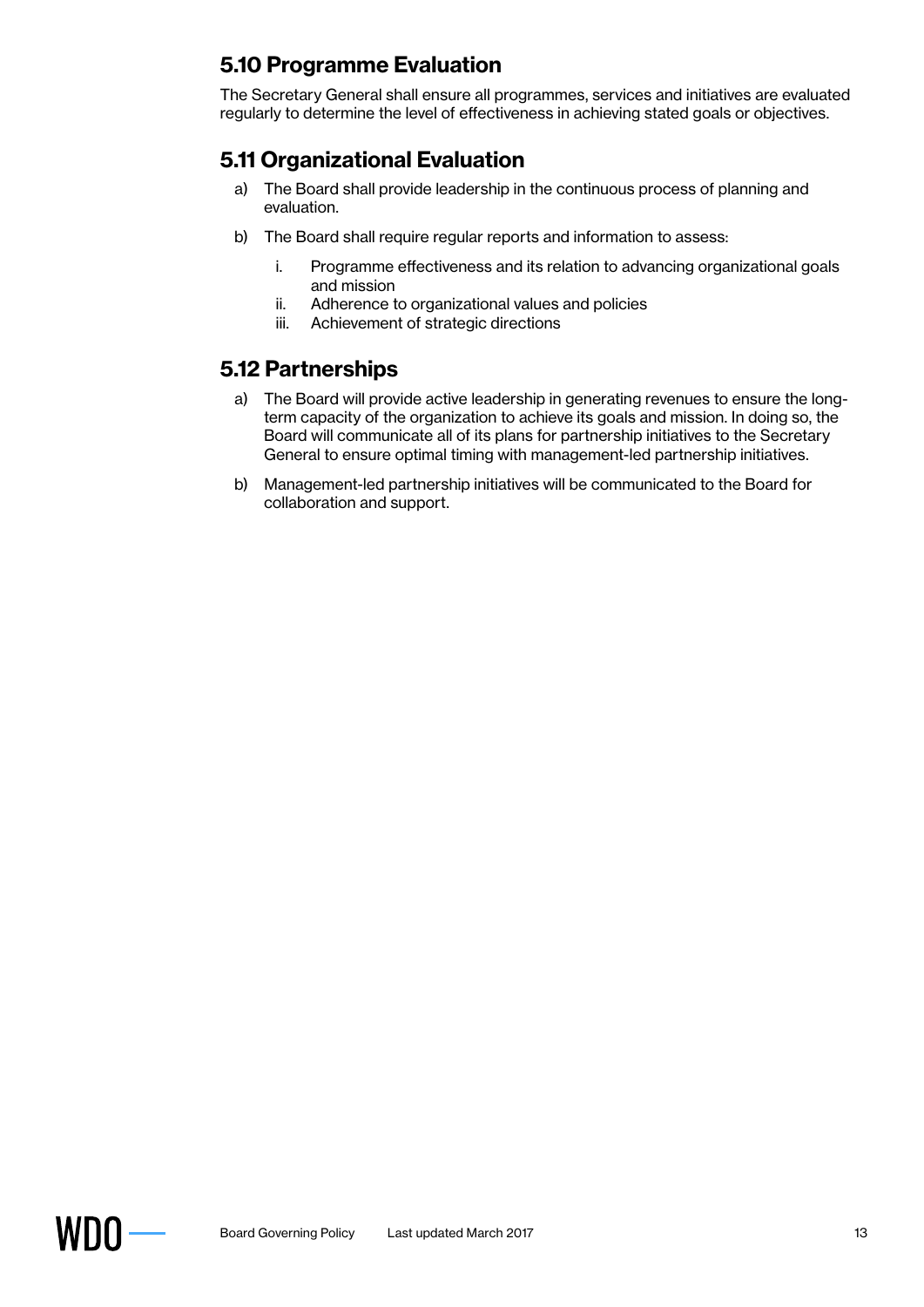## 5.10 Programme Evaluation

The Secretary General shall ensure all programmes, services and initiatives are evaluated regularly to determine the level of effectiveness in achieving stated goals or objectives.

## 5.11 Organizational Evaluation

a) The Board shall provide leadership in the continuous process of planning and evaluation.

b) The Board shall require regular reports and information to assess:

   i. Programme effectiveness and its relation to advancing organizational goals and mission
   ii. Adherence to organizational values and policies
   iii. Achievement of strategic directions

## 5.12 Partnerships

a) The Board will provide active leadership in generating revenues to ensure the long-term capacity of the organization to achieve its goals and mission. In doing so, the Board will communicate all of its plans for partnership initiatives to the Secretary General to ensure optimal timing with management-led partnership initiatives.

b) Management-led partnership initiatives will be communicated to the Board for collaboration and support.